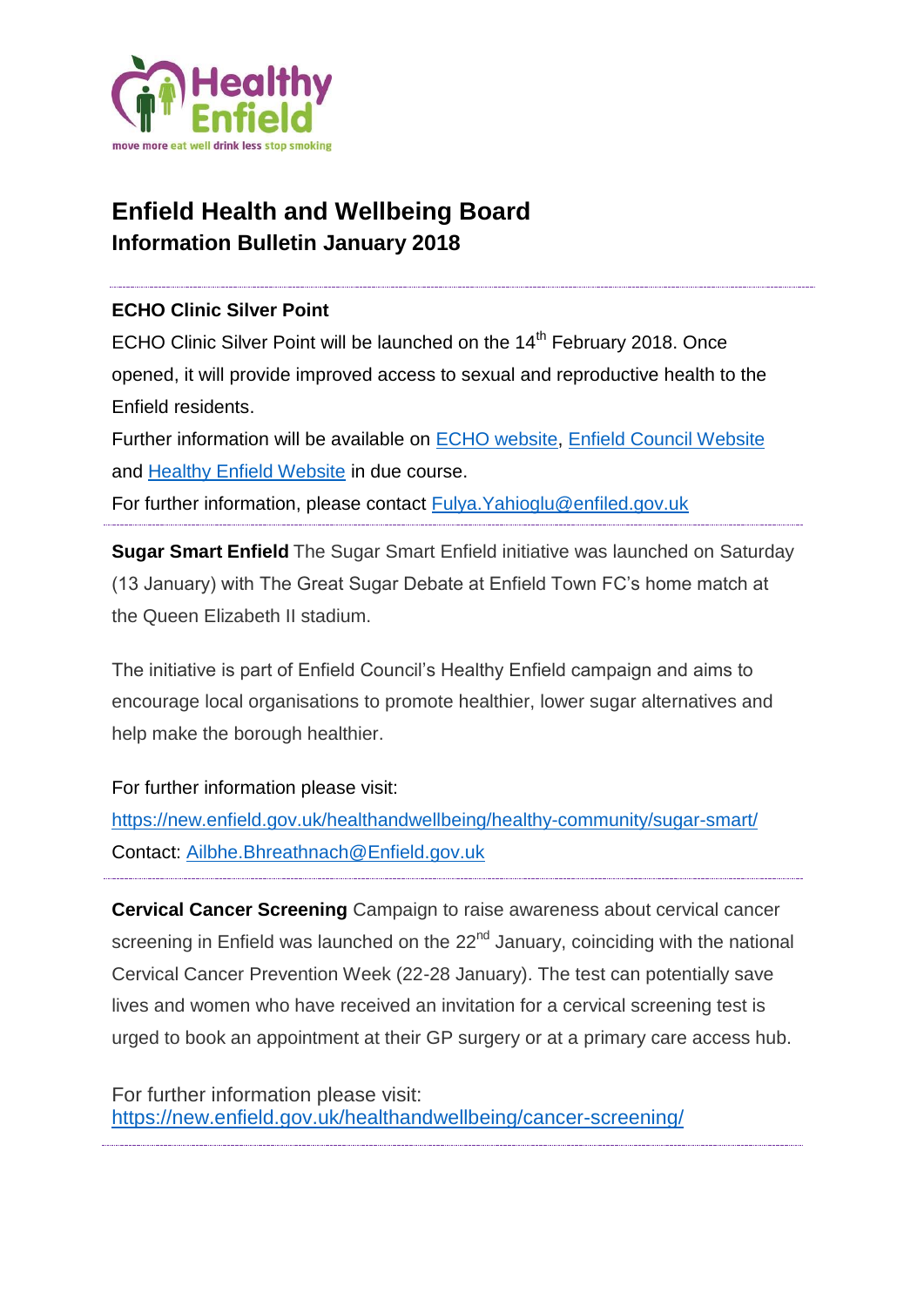# Enfield Health and Wellbeing Board

## Information Bulletin January 2018

---

**ECHO Clinic Silver Point**

ECHO Clinic Silver Point will be launched on the 14th February 2018. Once opened, it will provide improved access to sexual and reproductive health to the Enfield residents.

Further information will be available on ECHO website, Enfield Council Website and Healthy Enfield Website in due course.

For further information, please contact Fulya.Yahioglu@enfiled.gov.uk

---

**Sugar Smart Enfield** The Sugar Smart Enfield initiative was launched on Saturday (13 January) with The Great Sugar Debate at Enfield Town FC's home match at the Queen Elizabeth II stadium.

The initiative is part of Enfield Council's Healthy Enfield campaign and aims to encourage local organisations to promote healthier, lower sugar alternatives and help make the borough healthier.

For further information please visit:
https://new.enfield.gov.uk/healthandwellbeing/healthy-community/sugar-smart/
Contact: Ailbhe.Bhreathnach@Enfield.gov.uk

---

**Cervical Cancer Screening** Campaign to raise awareness about cervical cancer screening in Enfield was launched on the 22nd January, coinciding with the national Cervical Cancer Prevention Week (22-28 January). The test can potentially save lives and women who have received an invitation for a cervical screening test is urged to book an appointment at their GP surgery or at a primary care access hub.

For further information please visit:
https://new.enfield.gov.uk/healthandwellbeing/cancer-screening/

---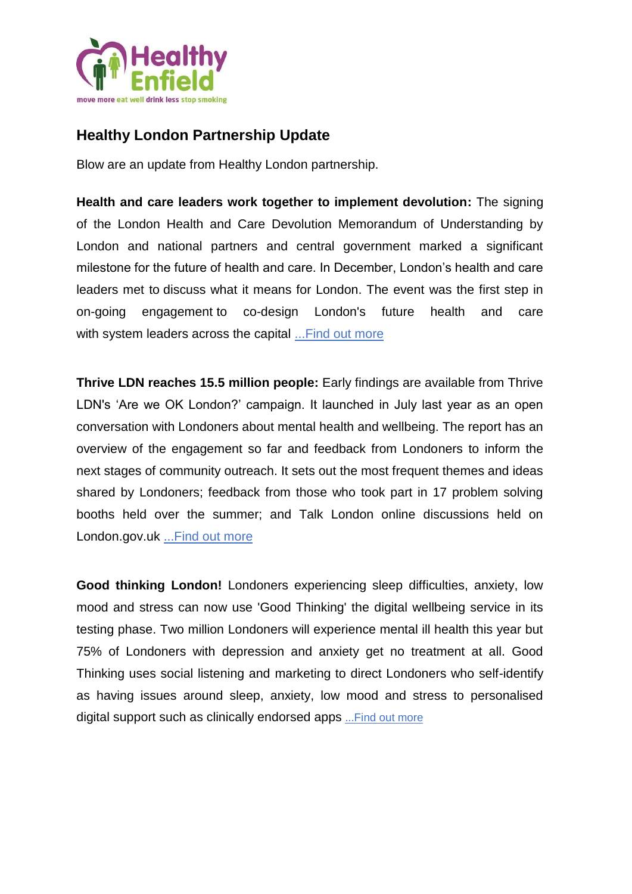## Healthy London Partnership Update

Blow are an update from Healthy London partnership.

**Health and care leaders work together to implement devolution:** The signing of the London Health and Care Devolution Memorandum of Understanding by London and national partners and central government marked a significant milestone for the future of health and care. In December, London's health and care leaders met to discuss what it means for London. The event was the first step in on-going engagement to co-design London's future health and care with system leaders across the capital ...Find out more

**Thrive LDN reaches 15.5 million people:** Early findings are available from Thrive LDN's 'Are we OK London?' campaign. It launched in July last year as an open conversation with Londoners about mental health and wellbeing. The report has an overview of the engagement so far and feedback from Londoners to inform the next stages of community outreach. It sets out the most frequent themes and ideas shared by Londoners; feedback from those who took part in 17 problem solving booths held over the summer; and Talk London online discussions held on London.gov.uk ...Find out more

**Good thinking London!** Londoners experiencing sleep difficulties, anxiety, low mood and stress can now use 'Good Thinking' the digital wellbeing service in its testing phase. Two million Londoners will experience mental ill health this year but 75% of Londoners with depression and anxiety get no treatment at all. Good Thinking uses social listening and marketing to direct Londoners who self-identify as having issues around sleep, anxiety, low mood and stress to personalised digital support such as clinically endorsed apps ...Find out more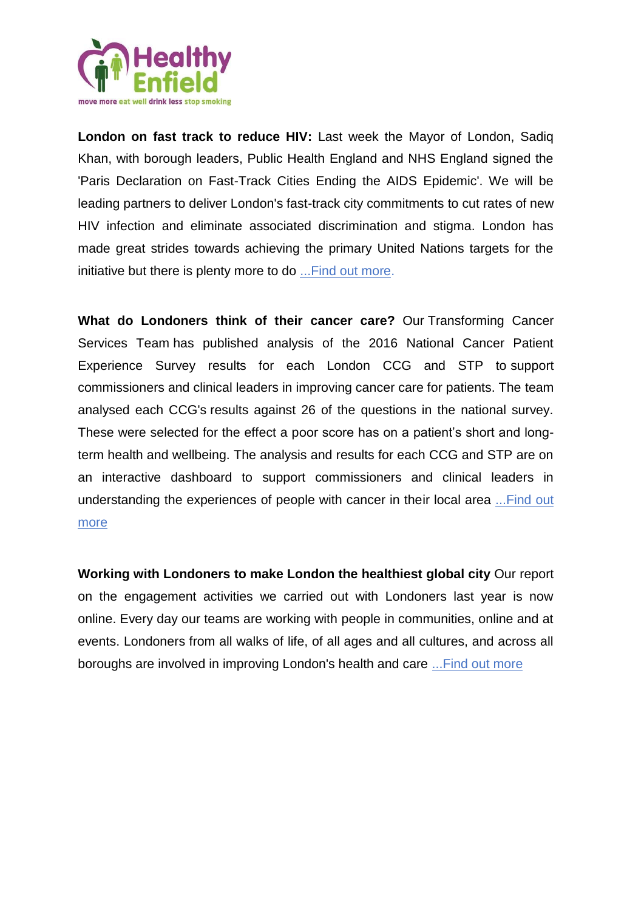**London on fast track to reduce HIV:** Last week the Mayor of London, Sadiq Khan, with borough leaders, Public Health England and NHS England signed the 'Paris Declaration on Fast-Track Cities Ending the AIDS Epidemic'. We will be leading partners to deliver London's fast-track city commitments to cut rates of new HIV infection and eliminate associated discrimination and stigma. London has made great strides towards achieving the primary United Nations targets for the initiative but there is plenty more to do ...Find out more.

**What do Londoners think of their cancer care?** Our Transforming Cancer Services Team has published analysis of the 2016 National Cancer Patient Experience Survey results for each London CCG and STP to support commissioners and clinical leaders in improving cancer care for patients. The team analysed each CCG's results against 26 of the questions in the national survey. These were selected for the effect a poor score has on a patient's short and long-term health and wellbeing. The analysis and results for each CCG and STP are on an interactive dashboard to support commissioners and clinical leaders in understanding the experiences of people with cancer in their local area ...Find out more

**Working with Londoners to make London the healthiest global city** Our report on the engagement activities we carried out with Londoners last year is now online. Every day our teams are working with people in communities, online and at events. Londoners from all walks of life, of all ages and all cultures, and across all boroughs are involved in improving London's health and care ...Find out more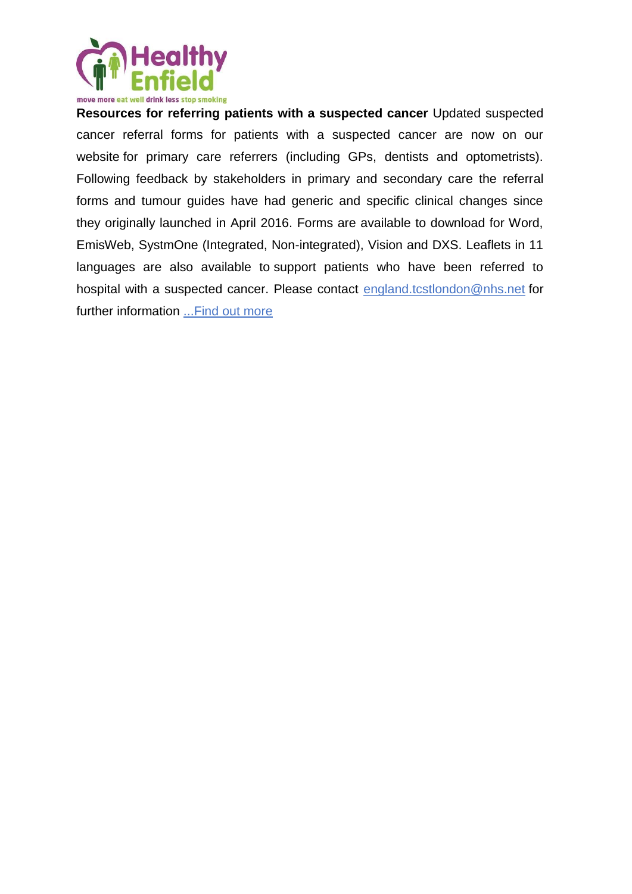**Resources for referring patients with a suspected cancer** Updated suspected cancer referral forms for patients with a suspected cancer are now on our website for primary care referrers (including GPs, dentists and optometrists). Following feedback by stakeholders in primary and secondary care the referral forms and tumour guides have had generic and specific clinical changes since they originally launched in April 2016. Forms are available to download for Word, EmisWeb, SystmOne (Integrated, Non-integrated), Vision and DXS. Leaflets in 11 languages are also available to support patients who have been referred to hospital with a suspected cancer. Please contact england.tcstlondon@nhs.net for further information ...Find out more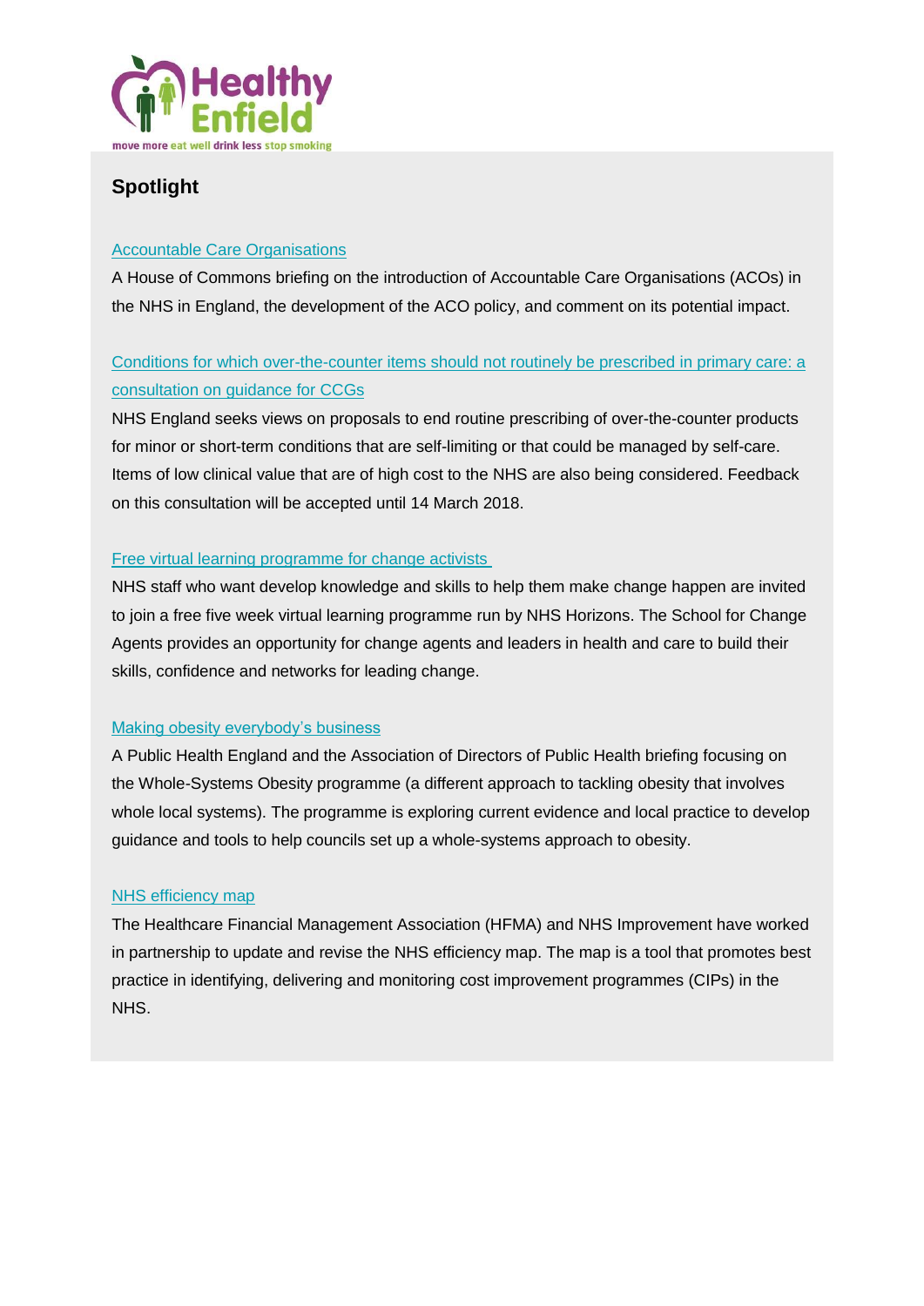## Spotlight

Accountable Care Organisations

A House of Commons briefing on the introduction of Accountable Care Organisations (ACOs) in the NHS in England, the development of the ACO policy, and comment on its potential impact.

Conditions for which over-the-counter items should not routinely be prescribed in primary care: a consultation on guidance for CCGs

NHS England seeks views on proposals to end routine prescribing of over-the-counter products for minor or short-term conditions that are self-limiting or that could be managed by self-care. Items of low clinical value that are of high cost to the NHS are also being considered. Feedback on this consultation will be accepted until 14 March 2018.

Free virtual learning programme for change activists

NHS staff who want develop knowledge and skills to help them make change happen are invited to join a free five week virtual learning programme run by NHS Horizons. The School for Change Agents provides an opportunity for change agents and leaders in health and care to build their skills, confidence and networks for leading change.

Making obesity everybody's business

A Public Health England and the Association of Directors of Public Health briefing focusing on the Whole-Systems Obesity programme (a different approach to tackling obesity that involves whole local systems). The programme is exploring current evidence and local practice to develop guidance and tools to help councils set up a whole-systems approach to obesity.

NHS efficiency map

The Healthcare Financial Management Association (HFMA) and NHS Improvement have worked in partnership to update and revise the NHS efficiency map. The map is a tool that promotes best practice in identifying, delivering and monitoring cost improvement programmes (CIPs) in the NHS.